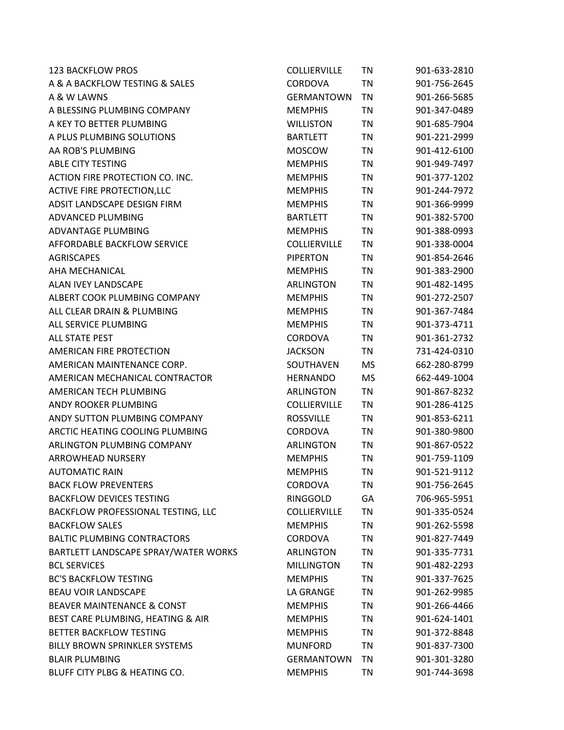| | | | |
|---|---|---|---|
| 123 BACKFLOW PROS | COLLIERVILLE | TN | 901-633-2810 |
| A & A BACKFLOW TESTING & SALES | CORDOVA | TN | 901-756-2645 |
| A & W LAWNS | GERMANTOWN | TN | 901-266-5685 |
| A BLESSING PLUMBING COMPANY | MEMPHIS | TN | 901-347-0489 |
| A KEY TO BETTER PLUMBING | WILLISTON | TN | 901-685-7904 |
| A PLUS PLUMBING SOLUTIONS | BARTLETT | TN | 901-221-2999 |
| AA ROB'S PLUMBING | MOSCOW | TN | 901-412-6100 |
| ABLE CITY TESTING | MEMPHIS | TN | 901-949-7497 |
| ACTION FIRE PROTECTION CO. INC. | MEMPHIS | TN | 901-377-1202 |
| ACTIVE FIRE PROTECTION,LLC | MEMPHIS | TN | 901-244-7972 |
| ADSIT LANDSCAPE DESIGN FIRM | MEMPHIS | TN | 901-366-9999 |
| ADVANCED PLUMBING | BARTLETT | TN | 901-382-5700 |
| ADVANTAGE PLUMBING | MEMPHIS | TN | 901-388-0993 |
| AFFORDABLE BACKFLOW SERVICE | COLLIERVILLE | TN | 901-338-0004 |
| AGRISCAPES | PIPERTON | TN | 901-854-2646 |
| AHA MECHANICAL | MEMPHIS | TN | 901-383-2900 |
| ALAN IVEY LANDSCAPE | ARLINGTON | TN | 901-482-1495 |
| ALBERT COOK PLUMBING COMPANY | MEMPHIS | TN | 901-272-2507 |
| ALL CLEAR DRAIN & PLUMBING | MEMPHIS | TN | 901-367-7484 |
| ALL SERVICE PLUMBING | MEMPHIS | TN | 901-373-4711 |
| ALL STATE PEST | CORDOVA | TN | 901-361-2732 |
| AMERICAN FIRE PROTECTION | JACKSON | TN | 731-424-0310 |
| AMERICAN MAINTENANCE CORP. | SOUTHAVEN | MS | 662-280-8799 |
| AMERICAN MECHANICAL CONTRACTOR | HERNANDO | MS | 662-449-1004 |
| AMERICAN TECH PLUMBING | ARLINGTON | TN | 901-867-8232 |
| ANDY ROOKER PLUMBING | COLLIERVILLE | TN | 901-286-4125 |
| ANDY SUTTON PLUMBING COMPANY | ROSSVILLE | TN | 901-853-6211 |
| ARCTIC HEATING COOLING PLUMBING | CORDOVA | TN | 901-380-9800 |
| ARLINGTON PLUMBING COMPANY | ARLINGTON | TN | 901-867-0522 |
| ARROWHEAD NURSERY | MEMPHIS | TN | 901-759-1109 |
| AUTOMATIC RAIN | MEMPHIS | TN | 901-521-9112 |
| BACK FLOW PREVENTERS | CORDOVA | TN | 901-756-2645 |
| BACKFLOW DEVICES TESTING | RINGGOLD | GA | 706-965-5951 |
| BACKFLOW PROFESSIONAL TESTING, LLC | COLLIERVILLE | TN | 901-335-0524 |
| BACKFLOW SALES | MEMPHIS | TN | 901-262-5598 |
| BALTIC PLUMBING CONTRACTORS | CORDOVA | TN | 901-827-7449 |
| BARTLETT LANDSCAPE SPRAY/WATER WORKS | ARLINGTON | TN | 901-335-7731 |
| BCL SERVICES | MILLINGTON | TN | 901-482-2293 |
| BC'S BACKFLOW TESTING | MEMPHIS | TN | 901-337-7625 |
| BEAU VOIR LANDSCAPE | LA GRANGE | TN | 901-262-9985 |
| BEAVER MAINTENANCE & CONST | MEMPHIS | TN | 901-266-4466 |
| BEST CARE PLUMBING, HEATING & AIR | MEMPHIS | TN | 901-624-1401 |
| BETTER BACKFLOW TESTING | MEMPHIS | TN | 901-372-8848 |
| BILLY BROWN SPRINKLER SYSTEMS | MUNFORD | TN | 901-837-7300 |
| BLAIR PLUMBING | GERMANTOWN | TN | 901-301-3280 |
| BLUFF CITY PLBG & HEATING CO. | MEMPHIS | TN | 901-744-3698 |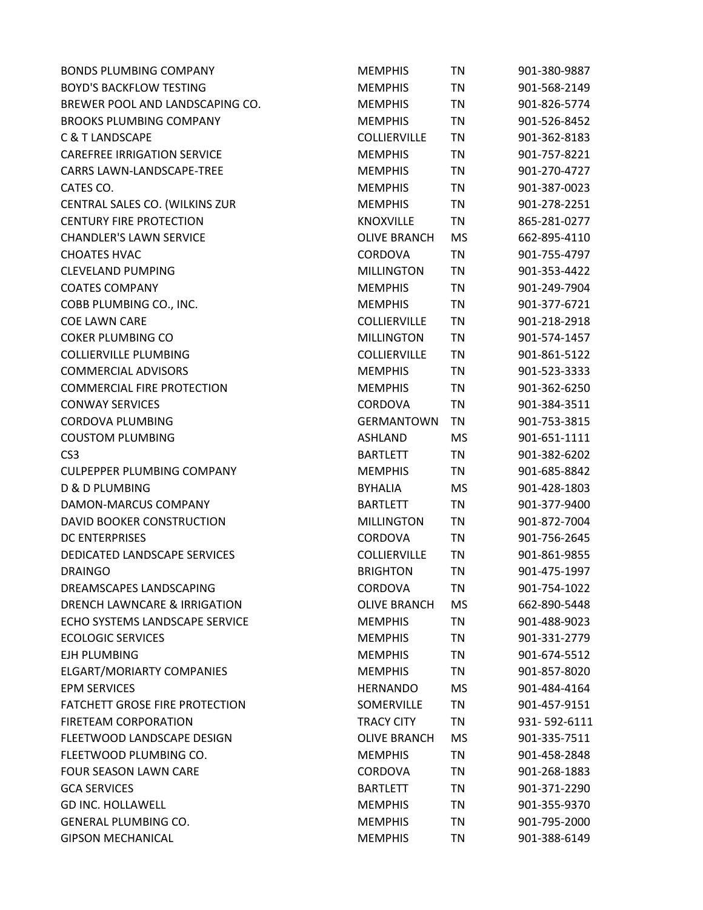| | | | |
|---|---|---|---|
| BONDS PLUMBING COMPANY | MEMPHIS | TN | 901-380-9887 |
| BOYD'S BACKFLOW TESTING | MEMPHIS | TN | 901-568-2149 |
| BREWER POOL AND LANDSCAPING CO. | MEMPHIS | TN | 901-826-5774 |
| BROOKS PLUMBING COMPANY | MEMPHIS | TN | 901-526-8452 |
| C & T LANDSCAPE | COLLIERVILLE | TN | 901-362-8183 |
| CAREFREE IRRIGATION SERVICE | MEMPHIS | TN | 901-757-8221 |
| CARRS LAWN-LANDSCAPE-TREE | MEMPHIS | TN | 901-270-4727 |
| CATES CO. | MEMPHIS | TN | 901-387-0023 |
| CENTRAL SALES CO. (WILKINS ZUR | MEMPHIS | TN | 901-278-2251 |
| CENTURY FIRE PROTECTION | KNOXVILLE | TN | 865-281-0277 |
| CHANDLER'S LAWN SERVICE | OLIVE BRANCH | MS | 662-895-4110 |
| CHOATES HVAC | CORDOVA | TN | 901-755-4797 |
| CLEVELAND PUMPING | MILLINGTON | TN | 901-353-4422 |
| COATES COMPANY | MEMPHIS | TN | 901-249-7904 |
| COBB PLUMBING CO., INC. | MEMPHIS | TN | 901-377-6721 |
| COE LAWN CARE | COLLIERVILLE | TN | 901-218-2918 |
| COKER PLUMBING CO | MILLINGTON | TN | 901-574-1457 |
| COLLIERVILLE PLUMBING | COLLIERVILLE | TN | 901-861-5122 |
| COMMERCIAL ADVISORS | MEMPHIS | TN | 901-523-3333 |
| COMMERCIAL FIRE PROTECTION | MEMPHIS | TN | 901-362-6250 |
| CONWAY SERVICES | CORDOVA | TN | 901-384-3511 |
| CORDOVA PLUMBING | GERMANTOWN | TN | 901-753-3815 |
| COUSTOM PLUMBING | ASHLAND | MS | 901-651-1111 |
| CS3 | BARTLETT | TN | 901-382-6202 |
| CULPEPPER PLUMBING COMPANY | MEMPHIS | TN | 901-685-8842 |
| D & D PLUMBING | BYHALIA | MS | 901-428-1803 |
| DAMON-MARCUS COMPANY | BARTLETT | TN | 901-377-9400 |
| DAVID BOOKER CONSTRUCTION | MILLINGTON | TN | 901-872-7004 |
| DC ENTERPRISES | CORDOVA | TN | 901-756-2645 |
| DEDICATED LANDSCAPE SERVICES | COLLIERVILLE | TN | 901-861-9855 |
| DRAINGO | BRIGHTON | TN | 901-475-1997 |
| DREAMSCAPES LANDSCAPING | CORDOVA | TN | 901-754-1022 |
| DRENCH LAWNCARE & IRRIGATION | OLIVE BRANCH | MS | 662-890-5448 |
| ECHO SYSTEMS LANDSCAPE SERVICE | MEMPHIS | TN | 901-488-9023 |
| ECOLOGIC SERVICES | MEMPHIS | TN | 901-331-2779 |
| EJH PLUMBING | MEMPHIS | TN | 901-674-5512 |
| ELGART/MORIARTY COMPANIES | MEMPHIS | TN | 901-857-8020 |
| EPM SERVICES | HERNANDO | MS | 901-484-4164 |
| FATCHETT GROSE FIRE PROTECTION | SOMERVILLE | TN | 901-457-9151 |
| FIRETEAM CORPORATION | TRACY CITY | TN | 931- 592-6111 |
| FLEETWOOD LANDSCAPE DESIGN | OLIVE BRANCH | MS | 901-335-7511 |
| FLEETWOOD PLUMBING CO. | MEMPHIS | TN | 901-458-2848 |
| FOUR SEASON LAWN CARE | CORDOVA | TN | 901-268-1883 |
| GCA SERVICES | BARTLETT | TN | 901-371-2290 |
| GD INC. HOLLAWELL | MEMPHIS | TN | 901-355-9370 |
| GENERAL PLUMBING CO. | MEMPHIS | TN | 901-795-2000 |
| GIPSON MECHANICAL | MEMPHIS | TN | 901-388-6149 |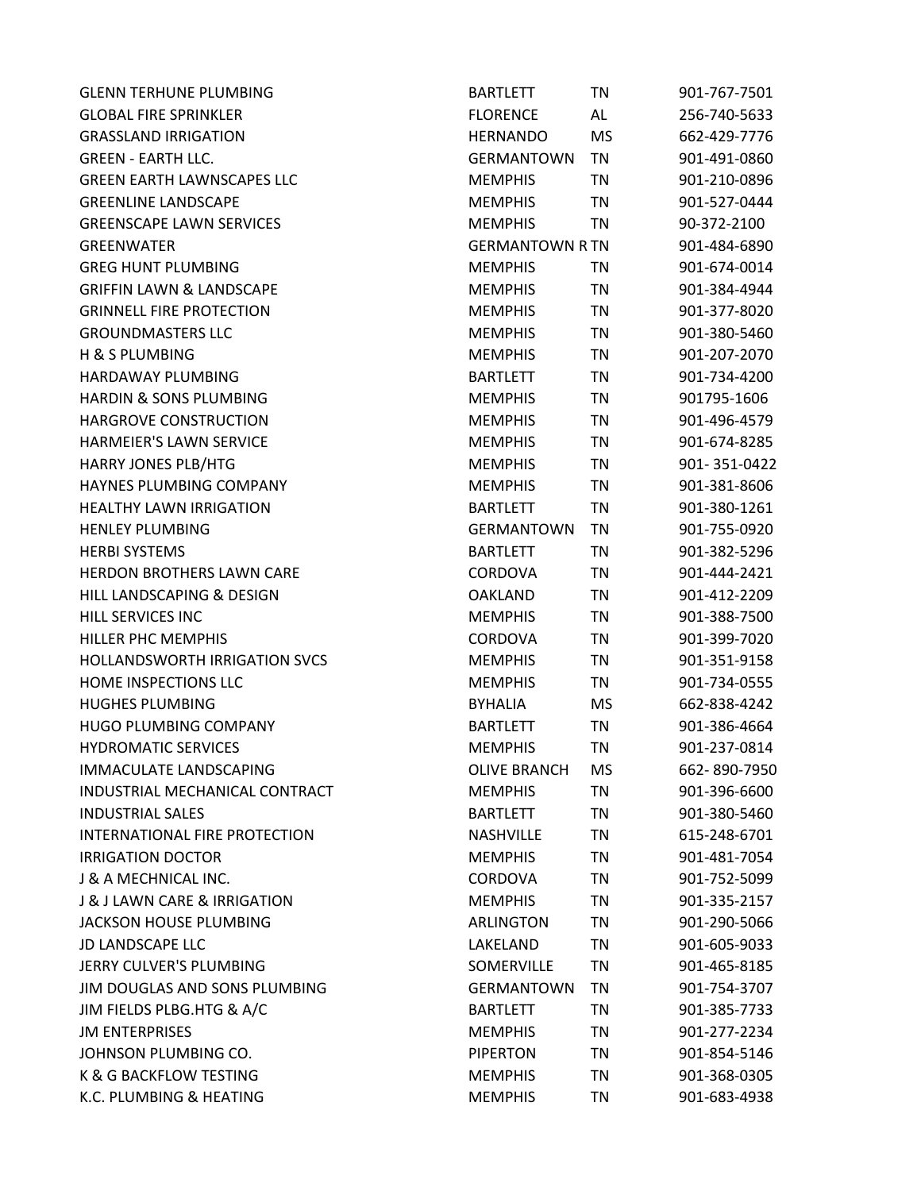| | | | |
|---|---|---|---|
| GLENN TERHUNE PLUMBING | BARTLETT | TN | 901-767-7501 |
| GLOBAL FIRE SPRINKLER | FLORENCE | AL | 256-740-5633 |
| GRASSLAND IRRIGATION | HERNANDO | MS | 662-429-7776 |
| GREEN - EARTH LLC. | GERMANTOWN | TN | 901-491-0860 |
| GREEN EARTH LAWNSCAPES LLC | MEMPHIS | TN | 901-210-0896 |
| GREENLINE LANDSCAPE | MEMPHIS | TN | 901-527-0444 |
| GREENSCAPE LAWN SERVICES | MEMPHIS | TN | 90-372-2100 |
| GREENWATER | GERMANTOWN R | TN | 901-484-6890 |
| GREG HUNT PLUMBING | MEMPHIS | TN | 901-674-0014 |
| GRIFFIN LAWN & LANDSCAPE | MEMPHIS | TN | 901-384-4944 |
| GRINNELL FIRE PROTECTION | MEMPHIS | TN | 901-377-8020 |
| GROUNDMASTERS LLC | MEMPHIS | TN | 901-380-5460 |
| H & S PLUMBING | MEMPHIS | TN | 901-207-2070 |
| HARDAWAY PLUMBING | BARTLETT | TN | 901-734-4200 |
| HARDIN & SONS PLUMBING | MEMPHIS | TN | 901795-1606 |
| HARGROVE CONSTRUCTION | MEMPHIS | TN | 901-496-4579 |
| HARMEIER'S LAWN SERVICE | MEMPHIS | TN | 901-674-8285 |
| HARRY JONES PLB/HTG | MEMPHIS | TN | 901- 351-0422 |
| HAYNES PLUMBING COMPANY | MEMPHIS | TN | 901-381-8606 |
| HEALTHY LAWN IRRIGATION | BARTLETT | TN | 901-380-1261 |
| HENLEY PLUMBING | GERMANTOWN | TN | 901-755-0920 |
| HERBI SYSTEMS | BARTLETT | TN | 901-382-5296 |
| HERDON BROTHERS LAWN CARE | CORDOVA | TN | 901-444-2421 |
| HILL LANDSCAPING & DESIGN | OAKLAND | TN | 901-412-2209 |
| HILL SERVICES INC | MEMPHIS | TN | 901-388-7500 |
| HILLER PHC MEMPHIS | CORDOVA | TN | 901-399-7020 |
| HOLLANDSWORTH IRRIGATION SVCS | MEMPHIS | TN | 901-351-9158 |
| HOME INSPECTIONS LLC | MEMPHIS | TN | 901-734-0555 |
| HUGHES PLUMBING | BYHALIA | MS | 662-838-4242 |
| HUGO PLUMBING COMPANY | BARTLETT | TN | 901-386-4664 |
| HYDROMATIC SERVICES | MEMPHIS | TN | 901-237-0814 |
| IMMACULATE LANDSCAPING | OLIVE BRANCH | MS | 662- 890-7950 |
| INDUSTRIAL MECHANICAL CONTRACT | MEMPHIS | TN | 901-396-6600 |
| INDUSTRIAL SALES | BARTLETT | TN | 901-380-5460 |
| INTERNATIONAL FIRE PROTECTION | NASHVILLE | TN | 615-248-6701 |
| IRRIGATION DOCTOR | MEMPHIS | TN | 901-481-7054 |
| J & A MECHNICAL INC. | CORDOVA | TN | 901-752-5099 |
| J & J LAWN CARE & IRRIGATION | MEMPHIS | TN | 901-335-2157 |
| JACKSON HOUSE PLUMBING | ARLINGTON | TN | 901-290-5066 |
| JD LANDSCAPE LLC | LAKELAND | TN | 901-605-9033 |
| JERRY CULVER'S PLUMBING | SOMERVILLE | TN | 901-465-8185 |
| JIM DOUGLAS AND SONS PLUMBING | GERMANTOWN | TN | 901-754-3707 |
| JIM FIELDS PLBG.HTG & A/C | BARTLETT | TN | 901-385-7733 |
| JM ENTERPRISES | MEMPHIS | TN | 901-277-2234 |
| JOHNSON PLUMBING CO. | PIPERTON | TN | 901-854-5146 |
| K & G BACKFLOW TESTING | MEMPHIS | TN | 901-368-0305 |
| K.C. PLUMBING & HEATING | MEMPHIS | TN | 901-683-4938 |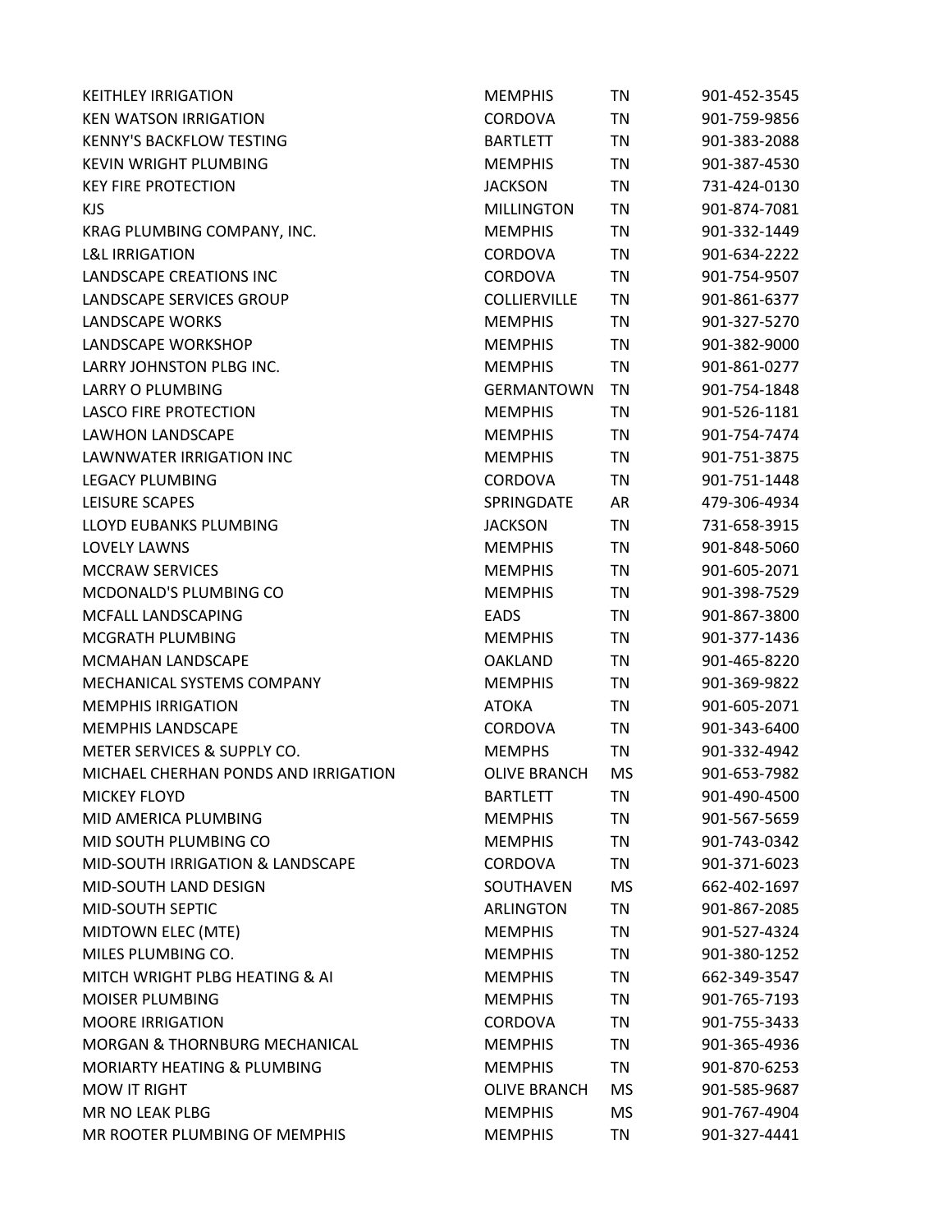| | | | |
|---|---|---|---|
| KEITHLEY IRRIGATION | MEMPHIS | TN | 901-452-3545 |
| KEN WATSON IRRIGATION | CORDOVA | TN | 901-759-9856 |
| KENNY'S BACKFLOW TESTING | BARTLETT | TN | 901-383-2088 |
| KEVIN WRIGHT PLUMBING | MEMPHIS | TN | 901-387-4530 |
| KEY FIRE PROTECTION | JACKSON | TN | 731-424-0130 |
| KJS | MILLINGTON | TN | 901-874-7081 |
| KRAG PLUMBING COMPANY, INC. | MEMPHIS | TN | 901-332-1449 |
| L&L IRRIGATION | CORDOVA | TN | 901-634-2222 |
| LANDSCAPE CREATIONS INC | CORDOVA | TN | 901-754-9507 |
| LANDSCAPE SERVICES GROUP | COLLIERVILLE | TN | 901-861-6377 |
| LANDSCAPE WORKS | MEMPHIS | TN | 901-327-5270 |
| LANDSCAPE WORKSHOP | MEMPHIS | TN | 901-382-9000 |
| LARRY JOHNSTON PLBG INC. | MEMPHIS | TN | 901-861-0277 |
| LARRY O PLUMBING | GERMANTOWN | TN | 901-754-1848 |
| LASCO FIRE PROTECTION | MEMPHIS | TN | 901-526-1181 |
| LAWHON LANDSCAPE | MEMPHIS | TN | 901-754-7474 |
| LAWNWATER IRRIGATION INC | MEMPHIS | TN | 901-751-3875 |
| LEGACY PLUMBING | CORDOVA | TN | 901-751-1448 |
| LEISURE SCAPES | SPRINGDATE | AR | 479-306-4934 |
| LLOYD EUBANKS PLUMBING | JACKSON | TN | 731-658-3915 |
| LOVELY LAWNS | MEMPHIS | TN | 901-848-5060 |
| MCCRAW SERVICES | MEMPHIS | TN | 901-605-2071 |
| MCDONALD'S PLUMBING CO | MEMPHIS | TN | 901-398-7529 |
| MCFALL LANDSCAPING | EADS | TN | 901-867-3800 |
| MCGRATH PLUMBING | MEMPHIS | TN | 901-377-1436 |
| MCMAHAN LANDSCAPE | OAKLAND | TN | 901-465-8220 |
| MECHANICAL SYSTEMS COMPANY | MEMPHIS | TN | 901-369-9822 |
| MEMPHIS IRRIGATION | ATOKA | TN | 901-605-2071 |
| MEMPHIS LANDSCAPE | CORDOVA | TN | 901-343-6400 |
| METER SERVICES & SUPPLY CO. | MEMPHS | TN | 901-332-4942 |
| MICHAEL CHERHAN PONDS AND IRRIGATION | OLIVE BRANCH | MS | 901-653-7982 |
| MICKEY FLOYD | BARTLETT | TN | 901-490-4500 |
| MID AMERICA PLUMBING | MEMPHIS | TN | 901-567-5659 |
| MID SOUTH PLUMBING CO | MEMPHIS | TN | 901-743-0342 |
| MID-SOUTH IRRIGATION & LANDSCAPE | CORDOVA | TN | 901-371-6023 |
| MID-SOUTH LAND DESIGN | SOUTHAVEN | MS | 662-402-1697 |
| MID-SOUTH SEPTIC | ARLINGTON | TN | 901-867-2085 |
| MIDTOWN ELEC (MTE) | MEMPHIS | TN | 901-527-4324 |
| MILES PLUMBING CO. | MEMPHIS | TN | 901-380-1252 |
| MITCH WRIGHT PLBG HEATING & AI | MEMPHIS | TN | 662-349-3547 |
| MOISER PLUMBING | MEMPHIS | TN | 901-765-7193 |
| MOORE IRRIGATION | CORDOVA | TN | 901-755-3433 |
| MORGAN & THORNBURG MECHANICAL | MEMPHIS | TN | 901-365-4936 |
| MORIARTY HEATING & PLUMBING | MEMPHIS | TN | 901-870-6253 |
| MOW IT RIGHT | OLIVE BRANCH | MS | 901-585-9687 |
| MR NO LEAK PLBG | MEMPHIS | MS | 901-767-4904 |
| MR ROOTER PLUMBING OF MEMPHIS | MEMPHIS | TN | 901-327-4441 |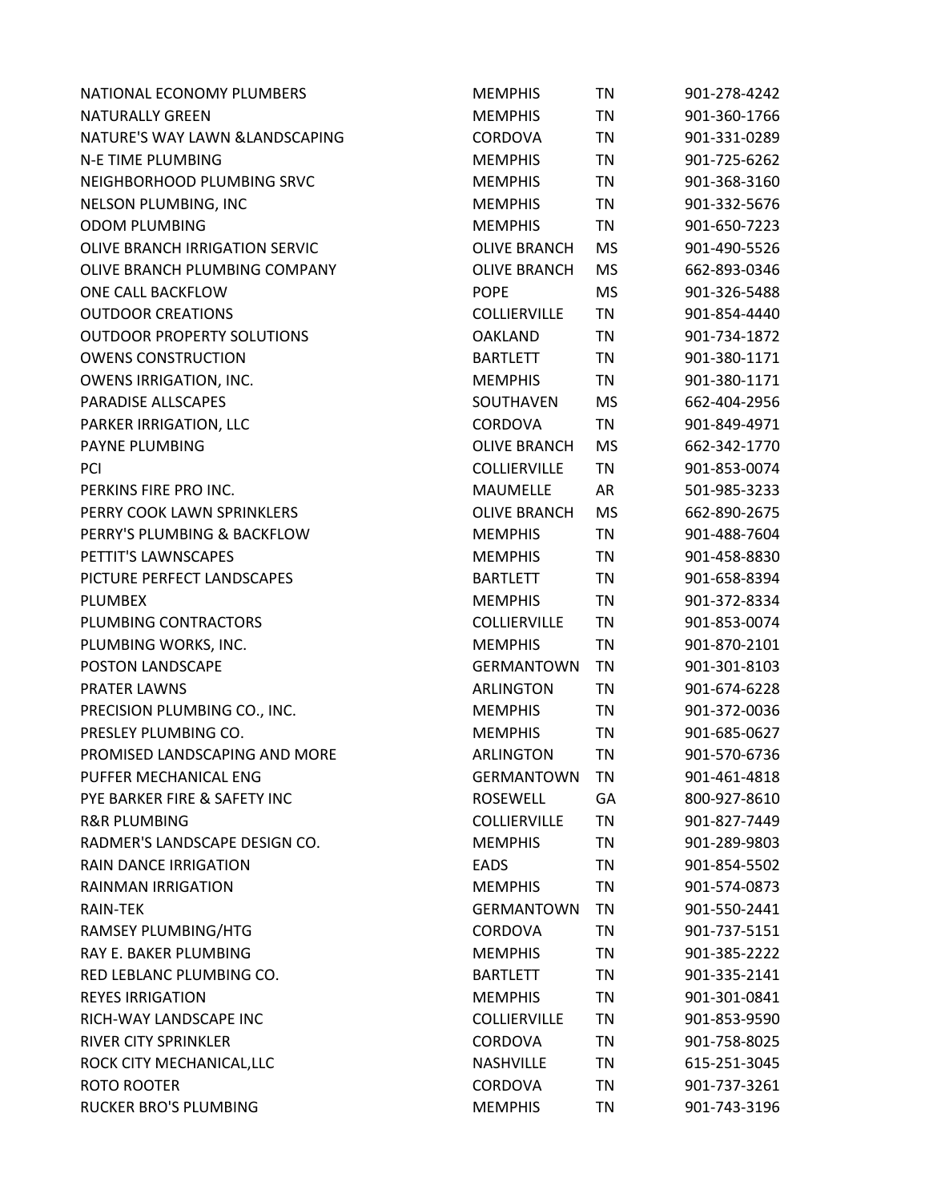| | | | |
|---|---|---|---|
| NATIONAL ECONOMY PLUMBERS | MEMPHIS | TN | 901-278-4242 |
| NATURALLY GREEN | MEMPHIS | TN | 901-360-1766 |
| NATURE'S WAY LAWN &LANDSCAPING | CORDOVA | TN | 901-331-0289 |
| N-E TIME PLUMBING | MEMPHIS | TN | 901-725-6262 |
| NEIGHBORHOOD PLUMBING SRVC | MEMPHIS | TN | 901-368-3160 |
| NELSON PLUMBING, INC | MEMPHIS | TN | 901-332-5676 |
| ODOM PLUMBING | MEMPHIS | TN | 901-650-7223 |
| OLIVE BRANCH IRRIGATION SERVIC | OLIVE BRANCH | MS | 901-490-5526 |
| OLIVE BRANCH PLUMBING COMPANY | OLIVE BRANCH | MS | 662-893-0346 |
| ONE CALL BACKFLOW | POPE | MS | 901-326-5488 |
| OUTDOOR CREATIONS | COLLIERVILLE | TN | 901-854-4440 |
| OUTDOOR PROPERTY SOLUTIONS | OAKLAND | TN | 901-734-1872 |
| OWENS CONSTRUCTION | BARTLETT | TN | 901-380-1171 |
| OWENS IRRIGATION, INC. | MEMPHIS | TN | 901-380-1171 |
| PARADISE ALLSCAPES | SOUTHAVEN | MS | 662-404-2956 |
| PARKER IRRIGATION, LLC | CORDOVA | TN | 901-849-4971 |
| PAYNE PLUMBING | OLIVE BRANCH | MS | 662-342-1770 |
| PCI | COLLIERVILLE | TN | 901-853-0074 |
| PERKINS FIRE PRO INC. | MAUMELLE | AR | 501-985-3233 |
| PERRY COOK LAWN SPRINKLERS | OLIVE BRANCH | MS | 662-890-2675 |
| PERRY'S PLUMBING & BACKFLOW | MEMPHIS | TN | 901-488-7604 |
| PETTIT'S LAWNSCAPES | MEMPHIS | TN | 901-458-8830 |
| PICTURE PERFECT LANDSCAPES | BARTLETT | TN | 901-658-8394 |
| PLUMBEX | MEMPHIS | TN | 901-372-8334 |
| PLUMBING CONTRACTORS | COLLIERVILLE | TN | 901-853-0074 |
| PLUMBING WORKS, INC. | MEMPHIS | TN | 901-870-2101 |
| POSTON LANDSCAPE | GERMANTOWN | TN | 901-301-8103 |
| PRATER LAWNS | ARLINGTON | TN | 901-674-6228 |
| PRECISION PLUMBING CO., INC. | MEMPHIS | TN | 901-372-0036 |
| PRESLEY PLUMBING CO. | MEMPHIS | TN | 901-685-0627 |
| PROMISED LANDSCAPING AND MORE | ARLINGTON | TN | 901-570-6736 |
| PUFFER MECHANICAL ENG | GERMANTOWN | TN | 901-461-4818 |
| PYE BARKER FIRE & SAFETY INC | ROSEWELL | GA | 800-927-8610 |
| R&R PLUMBING | COLLIERVILLE | TN | 901-827-7449 |
| RADMER'S LANDSCAPE DESIGN CO. | MEMPHIS | TN | 901-289-9803 |
| RAIN DANCE IRRIGATION | EADS | TN | 901-854-5502 |
| RAINMAN IRRIGATION | MEMPHIS | TN | 901-574-0873 |
| RAIN-TEK | GERMANTOWN | TN | 901-550-2441 |
| RAMSEY PLUMBING/HTG | CORDOVA | TN | 901-737-5151 |
| RAY E. BAKER PLUMBING | MEMPHIS | TN | 901-385-2222 |
| RED LEBLANC PLUMBING CO. | BARTLETT | TN | 901-335-2141 |
| REYES IRRIGATION | MEMPHIS | TN | 901-301-0841 |
| RICH-WAY LANDSCAPE INC | COLLIERVILLE | TN | 901-853-9590 |
| RIVER CITY SPRINKLER | CORDOVA | TN | 901-758-8025 |
| ROCK CITY MECHANICAL,LLC | NASHVILLE | TN | 615-251-3045 |
| ROTO ROOTER | CORDOVA | TN | 901-737-3261 |
| RUCKER BRO'S PLUMBING | MEMPHIS | TN | 901-743-3196 |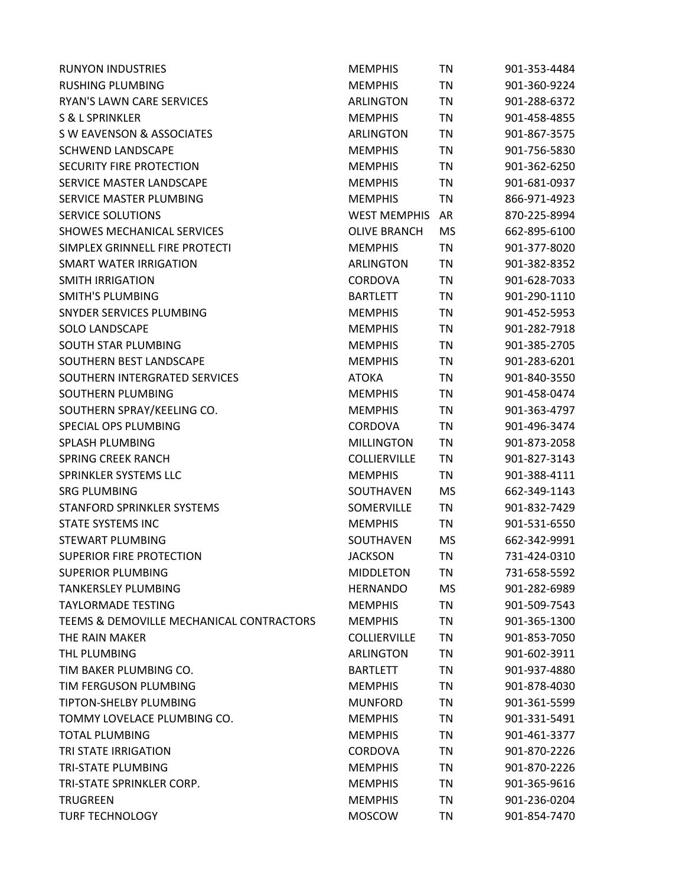| | | | |
|---|---|---|---|
| RUNYON INDUSTRIES | MEMPHIS | TN | 901-353-4484 |
| RUSHING PLUMBING | MEMPHIS | TN | 901-360-9224 |
| RYAN'S LAWN CARE SERVICES | ARLINGTON | TN | 901-288-6372 |
| S & L SPRINKLER | MEMPHIS | TN | 901-458-4855 |
| S W EAVENSON & ASSOCIATES | ARLINGTON | TN | 901-867-3575 |
| SCHWEND LANDSCAPE | MEMPHIS | TN | 901-756-5830 |
| SECURITY FIRE PROTECTION | MEMPHIS | TN | 901-362-6250 |
| SERVICE MASTER LANDSCAPE | MEMPHIS | TN | 901-681-0937 |
| SERVICE MASTER PLUMBING | MEMPHIS | TN | 866-971-4923 |
| SERVICE SOLUTIONS | WEST MEMPHIS | AR | 870-225-8994 |
| SHOWES MECHANICAL SERVICES | OLIVE BRANCH | MS | 662-895-6100 |
| SIMPLEX GRINNELL FIRE PROTECTI | MEMPHIS | TN | 901-377-8020 |
| SMART WATER IRRIGATION | ARLINGTON | TN | 901-382-8352 |
| SMITH IRRIGATION | CORDOVA | TN | 901-628-7033 |
| SMITH'S PLUMBING | BARTLETT | TN | 901-290-1110 |
| SNYDER SERVICES PLUMBING | MEMPHIS | TN | 901-452-5953 |
| SOLO LANDSCAPE | MEMPHIS | TN | 901-282-7918 |
| SOUTH STAR PLUMBING | MEMPHIS | TN | 901-385-2705 |
| SOUTHERN BEST LANDSCAPE | MEMPHIS | TN | 901-283-6201 |
| SOUTHERN INTERGRATED SERVICES | ATOKA | TN | 901-840-3550 |
| SOUTHERN PLUMBING | MEMPHIS | TN | 901-458-0474 |
| SOUTHERN SPRAY/KEELING CO. | MEMPHIS | TN | 901-363-4797 |
| SPECIAL OPS PLUMBING | CORDOVA | TN | 901-496-3474 |
| SPLASH PLUMBING | MILLINGTON | TN | 901-873-2058 |
| SPRING CREEK RANCH | COLLIERVILLE | TN | 901-827-3143 |
| SPRINKLER SYSTEMS LLC | MEMPHIS | TN | 901-388-4111 |
| SRG PLUMBING | SOUTHAVEN | MS | 662-349-1143 |
| STANFORD SPRINKLER SYSTEMS | SOMERVILLE | TN | 901-832-7429 |
| STATE SYSTEMS INC | MEMPHIS | TN | 901-531-6550 |
| STEWART PLUMBING | SOUTHAVEN | MS | 662-342-9991 |
| SUPERIOR FIRE PROTECTION | JACKSON | TN | 731-424-0310 |
| SUPERIOR PLUMBING | MIDDLETON | TN | 731-658-5592 |
| TANKERSLEY PLUMBING | HERNANDO | MS | 901-282-6989 |
| TAYLORMADE TESTING | MEMPHIS | TN | 901-509-7543 |
| TEEMS & DEMOVILLE MECHANICAL CONTRACTORS | MEMPHIS | TN | 901-365-1300 |
| THE RAIN MAKER | COLLIERVILLE | TN | 901-853-7050 |
| THL PLUMBING | ARLINGTON | TN | 901-602-3911 |
| TIM BAKER PLUMBING CO. | BARTLETT | TN | 901-937-4880 |
| TIM FERGUSON PLUMBING | MEMPHIS | TN | 901-878-4030 |
| TIPTON-SHELBY PLUMBING | MUNFORD | TN | 901-361-5599 |
| TOMMY LOVELACE PLUMBING CO. | MEMPHIS | TN | 901-331-5491 |
| TOTAL PLUMBING | MEMPHIS | TN | 901-461-3377 |
| TRI STATE IRRIGATION | CORDOVA | TN | 901-870-2226 |
| TRI-STATE PLUMBING | MEMPHIS | TN | 901-870-2226 |
| TRI-STATE SPRINKLER CORP. | MEMPHIS | TN | 901-365-9616 |
| TRUGREEN | MEMPHIS | TN | 901-236-0204 |
| TURF TECHNOLOGY | MOSCOW | TN | 901-854-7470 |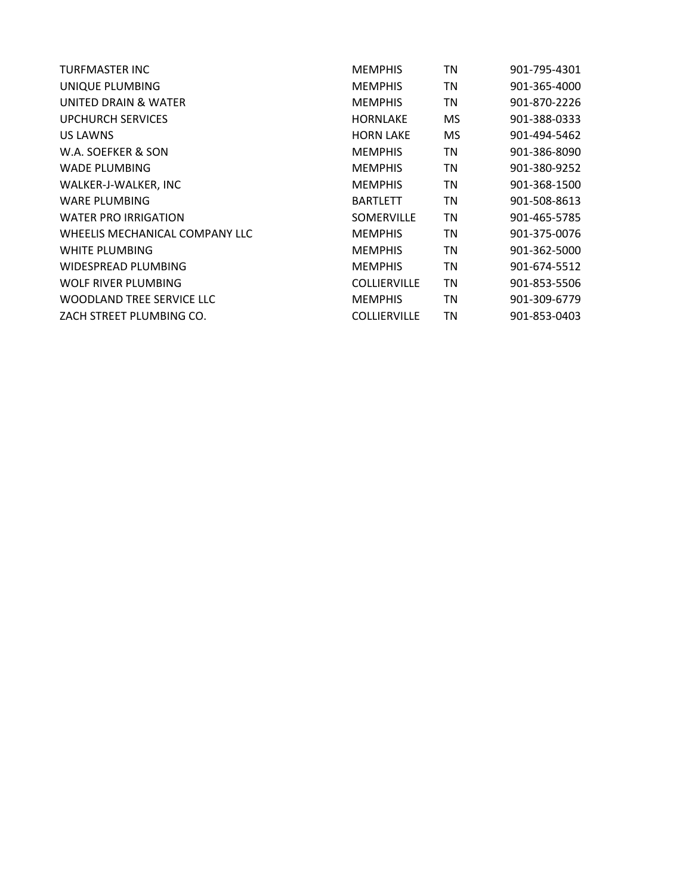| | | | |
|---|---|---|---|
| TURFMASTER INC | MEMPHIS | TN | 901-795-4301 |
| UNIQUE PLUMBING | MEMPHIS | TN | 901-365-4000 |
| UNITED DRAIN & WATER | MEMPHIS | TN | 901-870-2226 |
| UPCHURCH SERVICES | HORNLAKE | MS | 901-388-0333 |
| US LAWNS | HORN LAKE | MS | 901-494-5462 |
| W.A. SOEFKER & SON | MEMPHIS | TN | 901-386-8090 |
| WADE PLUMBING | MEMPHIS | TN | 901-380-9252 |
| WALKER-J-WALKER, INC | MEMPHIS | TN | 901-368-1500 |
| WARE PLUMBING | BARTLETT | TN | 901-508-8613 |
| WATER PRO IRRIGATION | SOMERVILLE | TN | 901-465-5785 |
| WHEELIS MECHANICAL COMPANY LLC | MEMPHIS | TN | 901-375-0076 |
| WHITE PLUMBING | MEMPHIS | TN | 901-362-5000 |
| WIDESPREAD PLUMBING | MEMPHIS | TN | 901-674-5512 |
| WOLF RIVER PLUMBING | COLLIERVILLE | TN | 901-853-5506 |
| WOODLAND TREE SERVICE LLC | MEMPHIS | TN | 901-309-6779 |
| ZACH STREET PLUMBING CO. | COLLIERVILLE | TN | 901-853-0403 |